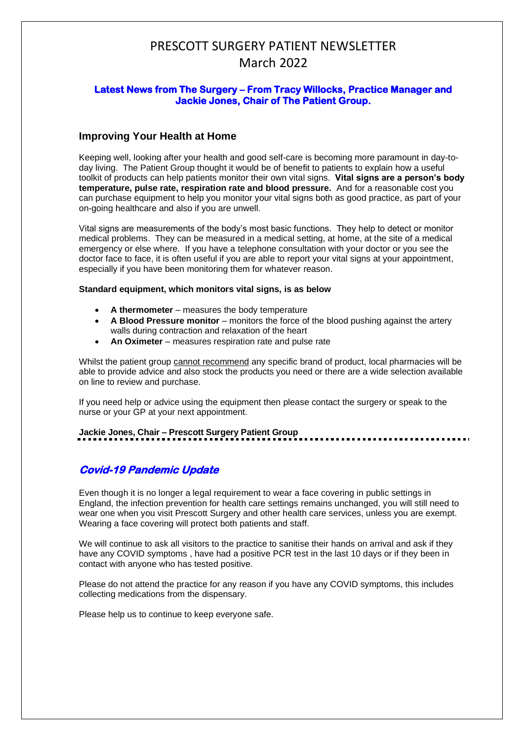# PRESCOTT SURGERY PATIENT NEWSLETTER
# March 2022

**Latest News from The Surgery – From Tracy Willocks, Practice Manager and Jackie Jones, Chair of The Patient Group.**

## Improving Your Health at Home

Keeping well, looking after your health and good self-care is becoming more paramount in day-to-day living. The Patient Group thought it would be of benefit to patients to explain how a useful toolkit of products can help patients monitor their own vital signs. **Vital signs are a person's body temperature, pulse rate, respiration rate and blood pressure.** And for a reasonable cost you can purchase equipment to help you monitor your vital signs both as good practice, as part of your on-going healthcare and also if you are unwell.

Vital signs are measurements of the body's most basic functions. They help to detect or monitor medical problems. They can be measured in a medical setting, at home, at the site of a medical emergency or else where. If you have a telephone consultation with your doctor or you see the doctor face to face, it is often useful if you are able to report your vital signs at your appointment, especially if you have been monitoring them for whatever reason.

**Standard equipment, which monitors vital signs, is as below**

- **A thermometer** – measures the body temperature
- **A Blood Pressure monitor** – monitors the force of the blood pushing against the artery walls during contraction and relaxation of the heart
- **An Oximeter** – measures respiration rate and pulse rate

Whilst the patient group cannot recommend any specific brand of product, local pharmacies will be able to provide advice and also stock the products you need or there are a wide selection available on line to review and purchase.

If you need help or advice using the equipment then please contact the surgery or speak to the nurse or your GP at your next appointment.

**Jackie Jones, Chair – Prescott Surgery Patient Group**

## *Covid-19 Pandemic Update*

Even though it is no longer a legal requirement to wear a face covering in public settings in England, the infection prevention for health care settings remains unchanged, you will still need to wear one when you visit Prescott Surgery and other health care services, unless you are exempt. Wearing a face covering will protect both patients and staff.

We will continue to ask all visitors to the practice to sanitise their hands on arrival and ask if they have any COVID symptoms , have had a positive PCR test in the last 10 days or if they been in contact with anyone who has tested positive.

Please do not attend the practice for any reason if you have any COVID symptoms, this includes collecting medications from the dispensary.

Please help us to continue to keep everyone safe.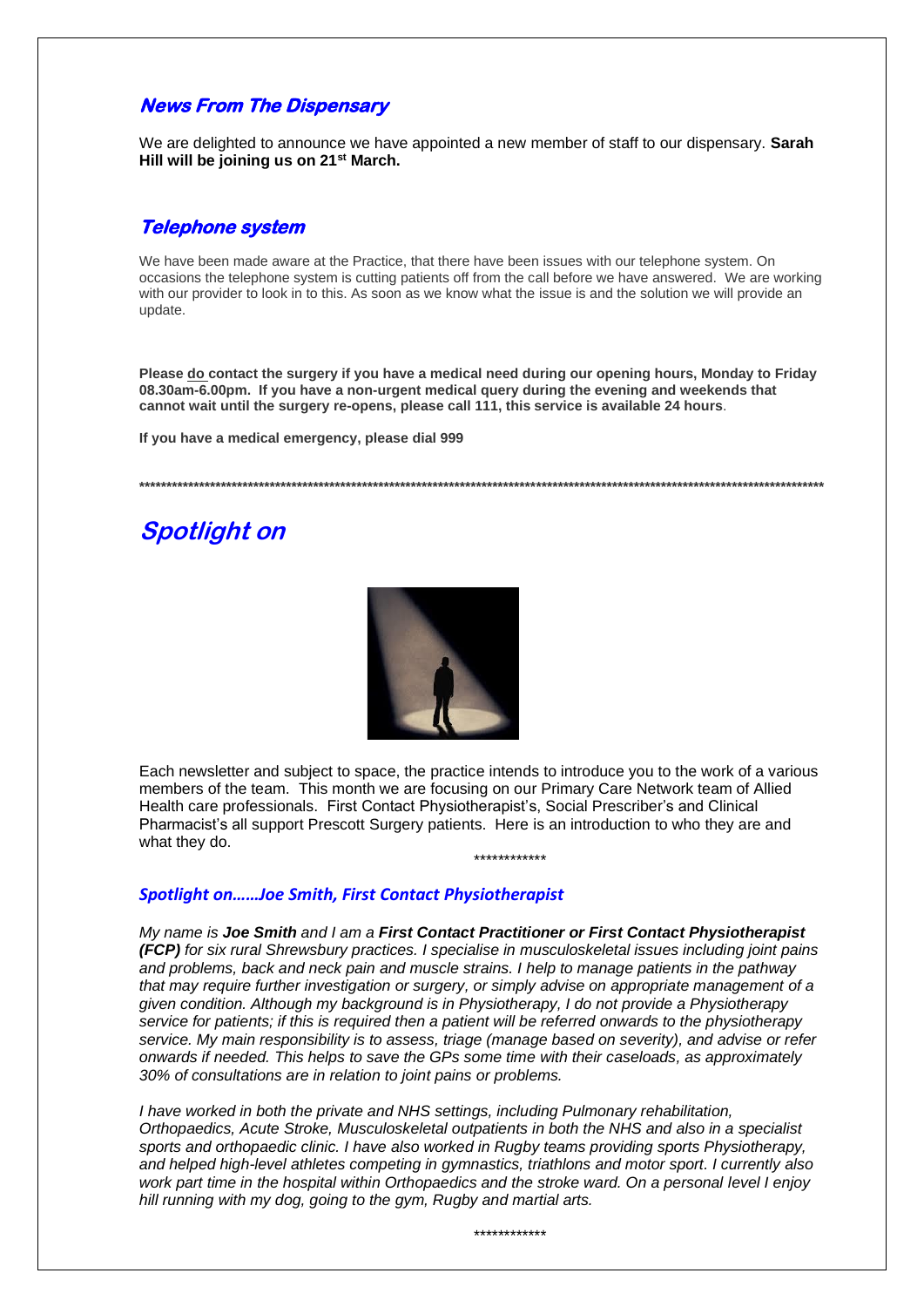## *News From The Dispensary*

We are delighted to announce we have appointed a new member of staff to our dispensary. **Sarah Hill will be joining us on 21st March.**

## *Telephone system*

We have been made aware at the Practice, that there have been issues with our telephone system. On occasions the telephone system is cutting patients off from the call before we have answered. We are working with our provider to look in to this. As soon as we know what the issue is and the solution we will provide an update.

**Please do contact the surgery if you have a medical need during our opening hours, Monday to Friday 08.30am-6.00pm. If you have a non-urgent medical query during the evening and weekends that cannot wait until the surgery re-opens, please call 111, this service is available 24 hours**.

**If you have a medical emergency, please dial 999**

**************************************************************************************************************************

# *Spotlight on*

Each newsletter and subject to space, the practice intends to introduce you to the work of a various members of the team. This month we are focusing on our Primary Care Network team of Allied Health care professionals. First Contact Physiotherapist's, Social Prescriber's and Clinical Pharmacist's all support Prescott Surgery patients. Here is an introduction to who they are and what they do.

************

### *Spotlight on……Joe Smith, First Contact Physiotherapist*

*My name is **Joe Smith** and I am a **First Contact Practitioner or First Contact Physiotherapist (FCP)** for six rural Shrewsbury practices. I specialise in musculoskeletal issues including joint pains and problems, back and neck pain and muscle strains. I help to manage patients in the pathway that may require further investigation or surgery, or simply advise on appropriate management of a given condition. Although my background is in Physiotherapy, I do not provide a Physiotherapy service for patients; if this is required then a patient will be referred onwards to the physiotherapy service. My main responsibility is to assess, triage (manage based on severity), and advise or refer onwards if needed. This helps to save the GPs some time with their caseloads, as approximately 30% of consultations are in relation to joint pains or problems.*

*I have worked in both the private and NHS settings, including Pulmonary rehabilitation, Orthopaedics, Acute Stroke, Musculoskeletal outpatients in both the NHS and also in a specialist sports and orthopaedic clinic. I have also worked in Rugby teams providing sports Physiotherapy, and helped high-level athletes competing in gymnastics, triathlons and motor sport. I currently also work part time in the hospital within Orthopaedics and the stroke ward. On a personal level I enjoy hill running with my dog, going to the gym, Rugby and martial arts.*

************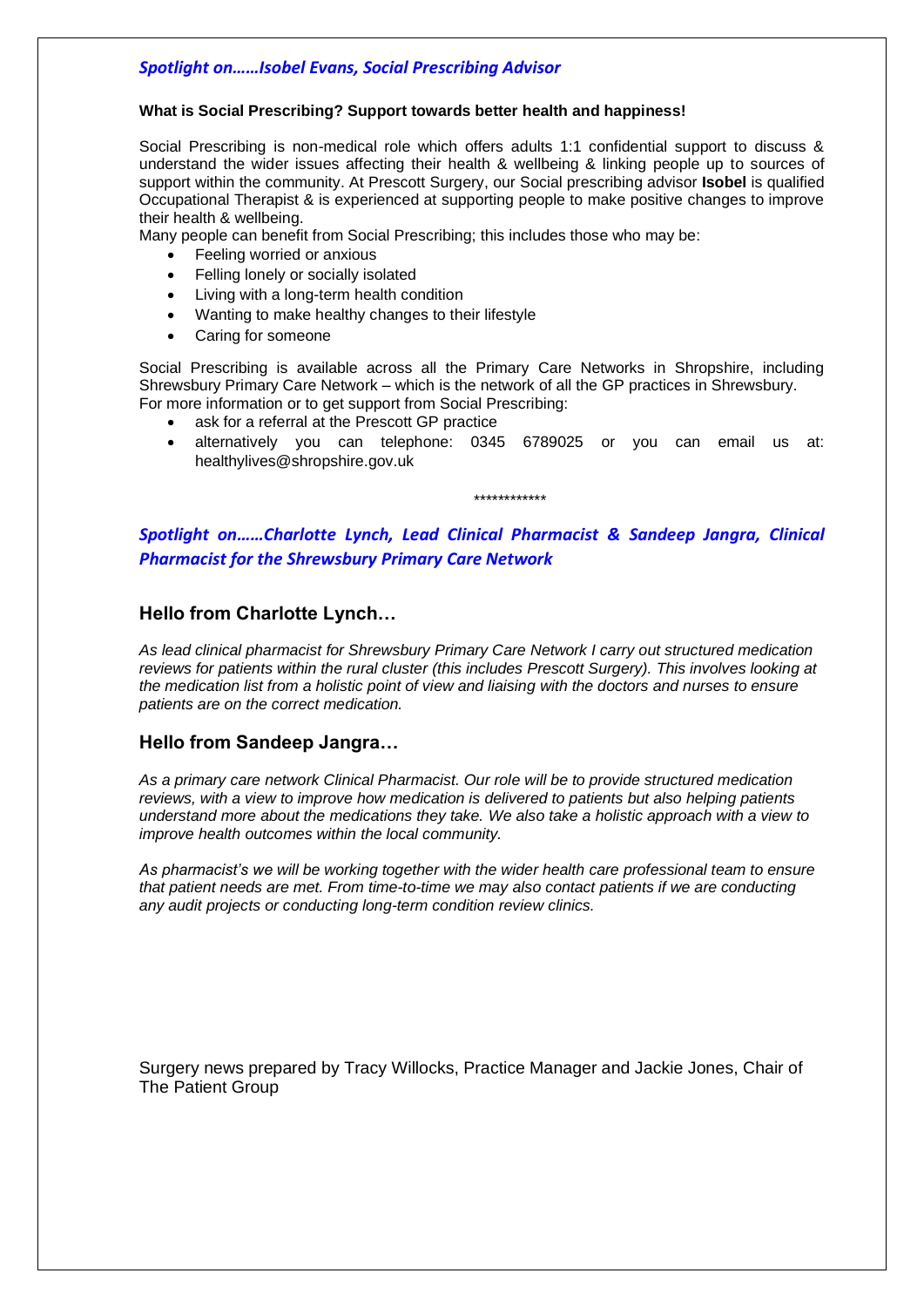### *Spotlight on……Isobel Evans, Social Prescribing Advisor*

**What is Social Prescribing? Support towards better health and happiness!**

Social Prescribing is non-medical role which offers adults 1:1 confidential support to discuss & understand the wider issues affecting their health & wellbeing & linking people up to sources of support within the community. At Prescott Surgery, our Social prescribing advisor **Isobel** is qualified Occupational Therapist & is experienced at supporting people to make positive changes to improve their health & wellbeing.

Many people can benefit from Social Prescribing; this includes those who may be:

- Feeling worried or anxious
- Felling lonely or socially isolated
- Living with a long-term health condition
- Wanting to make healthy changes to their lifestyle
- Caring for someone

Social Prescribing is available across all the Primary Care Networks in Shropshire, including Shrewsbury Primary Care Network – which is the network of all the GP practices in Shrewsbury.
For more information or to get support from Social Prescribing:

- ask for a referral at the Prescott GP practice
- alternatively you can telephone: 0345 6789025 or you can email us at: healthylives@shropshire.gov.uk

************

### *Spotlight on……Charlotte Lynch, Lead Clinical Pharmacist & Sandeep Jangra, Clinical Pharmacist for the Shrewsbury Primary Care Network*

## Hello from Charlotte Lynch…

*As lead clinical pharmacist for Shrewsbury Primary Care Network I carry out structured medication reviews for patients within the rural cluster (this includes Prescott Surgery). This involves looking at the medication list from a holistic point of view and liaising with the doctors and nurses to ensure patients are on the correct medication.*

## Hello from Sandeep Jangra…

*As a primary care network Clinical Pharmacist. Our role will be to provide structured medication reviews, with a view to improve how medication is delivered to patients but also helping patients understand more about the medications they take. We also take a holistic approach with a view to improve health outcomes within the local community.*

*As pharmacist's we will be working together with the wider health care professional team to ensure that patient needs are met. From time-to-time we may also contact patients if we are conducting any audit projects or conducting long-term condition review clinics.*

Surgery news prepared by Tracy Willocks, Practice Manager and Jackie Jones, Chair of The Patient Group